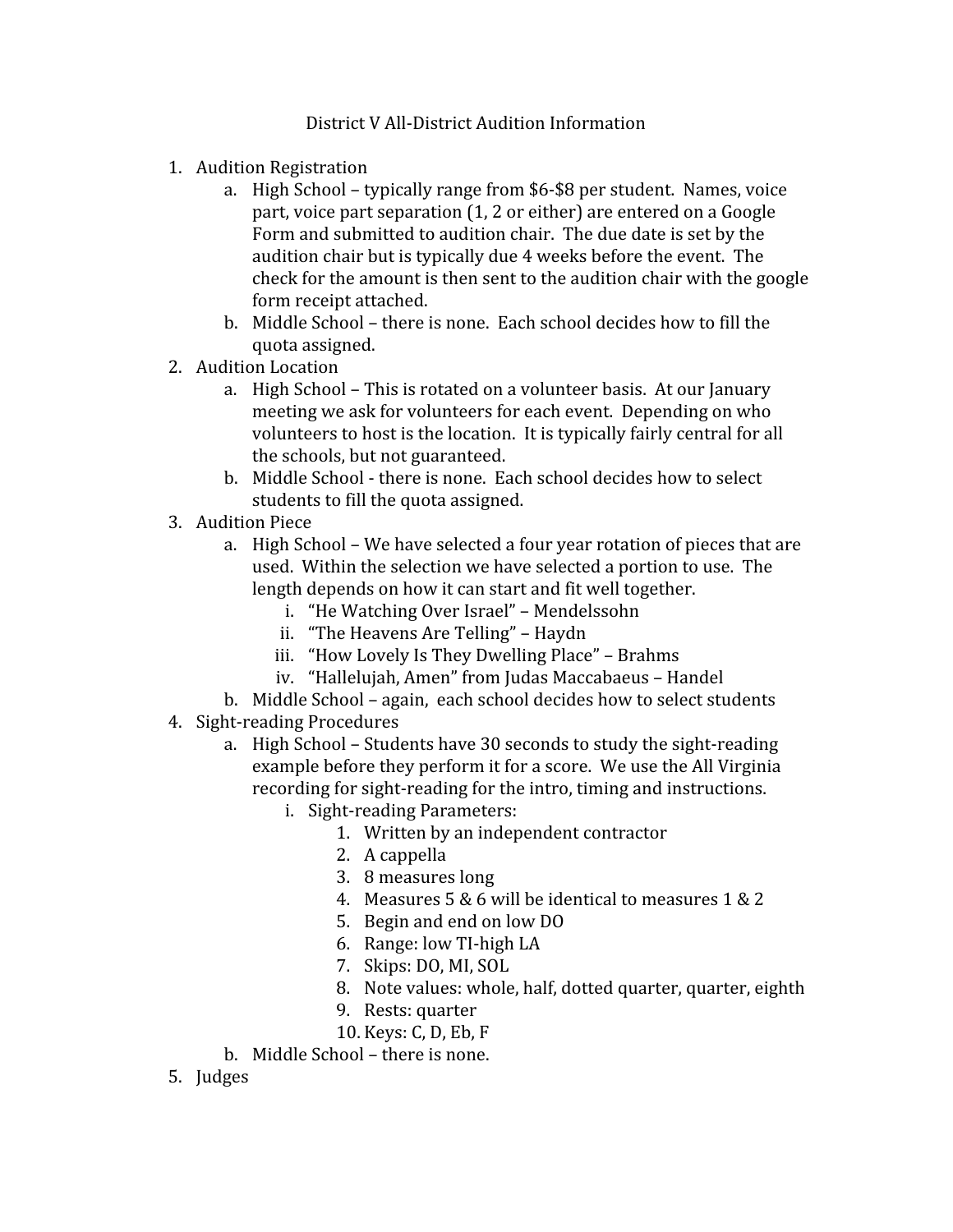# District V All-District Audition Information

1. Audition Registration
   a. High School – typically range from $6-$8 per student. Names, voice part, voice part separation (1, 2 or either) are entered on a Google Form and submitted to audition chair. The due date is set by the audition chair but is typically due 4 weeks before the event. The check for the amount is then sent to the audition chair with the google form receipt attached.
   b. Middle School – there is none. Each school decides how to fill the quota assigned.
2. Audition Location
   a. High School – This is rotated on a volunteer basis. At our January meeting we ask for volunteers for each event. Depending on who volunteers to host is the location. It is typically fairly central for all the schools, but not guaranteed.
   b. Middle School - there is none. Each school decides how to select students to fill the quota assigned.
3. Audition Piece
   a. High School – We have selected a four year rotation of pieces that are used. Within the selection we have selected a portion to use. The length depends on how it can start and fit well together.
      i. "He Watching Over Israel" – Mendelssohn
      ii. "The Heavens Are Telling" – Haydn
      iii. "How Lovely Is They Dwelling Place" – Brahms
      iv. "Hallelujah, Amen" from Judas Maccabaeus – Handel
   b. Middle School – again, each school decides how to select students
4. Sight-reading Procedures
   a. High School – Students have 30 seconds to study the sight-reading example before they perform it for a score. We use the All Virginia recording for sight-reading for the intro, timing and instructions.
      i. Sight-reading Parameters:
         1. Written by an independent contractor
         2. A cappella
         3. 8 measures long
         4. Measures 5 & 6 will be identical to measures 1 & 2
         5. Begin and end on low DO
         6. Range: low TI-high LA
         7. Skips: DO, MI, SOL
         8. Note values: whole, half, dotted quarter, quarter, eighth
         9. Rests: quarter
         10. Keys: C, D, Eb, F
   b. Middle School – there is none.
5. Judges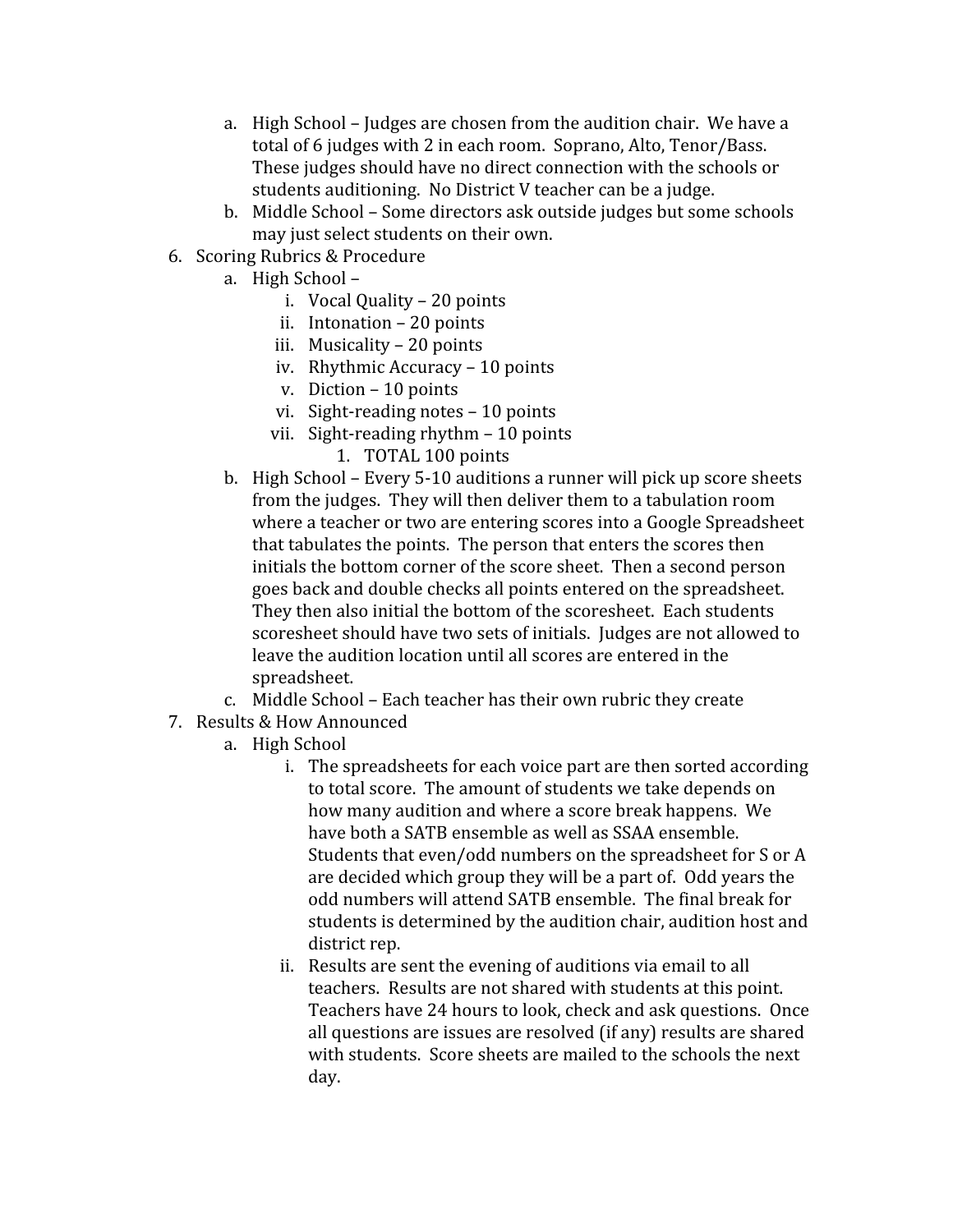a. High School – Judges are chosen from the audition chair. We have a total of 6 judges with 2 in each room. Soprano, Alto, Tenor/Bass. These judges should have no direct connection with the schools or students auditioning. No District V teacher can be a judge.
   b. Middle School – Some directors ask outside judges but some schools may just select students on their own.

6. Scoring Rubrics & Procedure
   a. High School –
      i. Vocal Quality – 20 points
      ii. Intonation – 20 points
      iii. Musicality – 20 points
      iv. Rhythmic Accuracy – 10 points
      v. Diction – 10 points
      vi. Sight-reading notes – 10 points
      vii. Sight-reading rhythm – 10 points
         1. TOTAL 100 points
   b. High School – Every 5-10 auditions a runner will pick up score sheets from the judges. They will then deliver them to a tabulation room where a teacher or two are entering scores into a Google Spreadsheet that tabulates the points. The person that enters the scores then initials the bottom corner of the score sheet. Then a second person goes back and double checks all points entered on the spreadsheet. They then also initial the bottom of the scoresheet. Each students scoresheet should have two sets of initials. Judges are not allowed to leave the audition location until all scores are entered in the spreadsheet.
   c. Middle School – Each teacher has their own rubric they create

7. Results & How Announced
   a. High School
      i. The spreadsheets for each voice part are then sorted according to total score. The amount of students we take depends on how many audition and where a score break happens. We have both a SATB ensemble as well as SSAA ensemble. Students that even/odd numbers on the spreadsheet for S or A are decided which group they will be a part of. Odd years the odd numbers will attend SATB ensemble. The final break for students is determined by the audition chair, audition host and district rep.
      ii. Results are sent the evening of auditions via email to all teachers. Results are not shared with students at this point. Teachers have 24 hours to look, check and ask questions. Once all questions are issues are resolved (if any) results are shared with students. Score sheets are mailed to the schools the next day.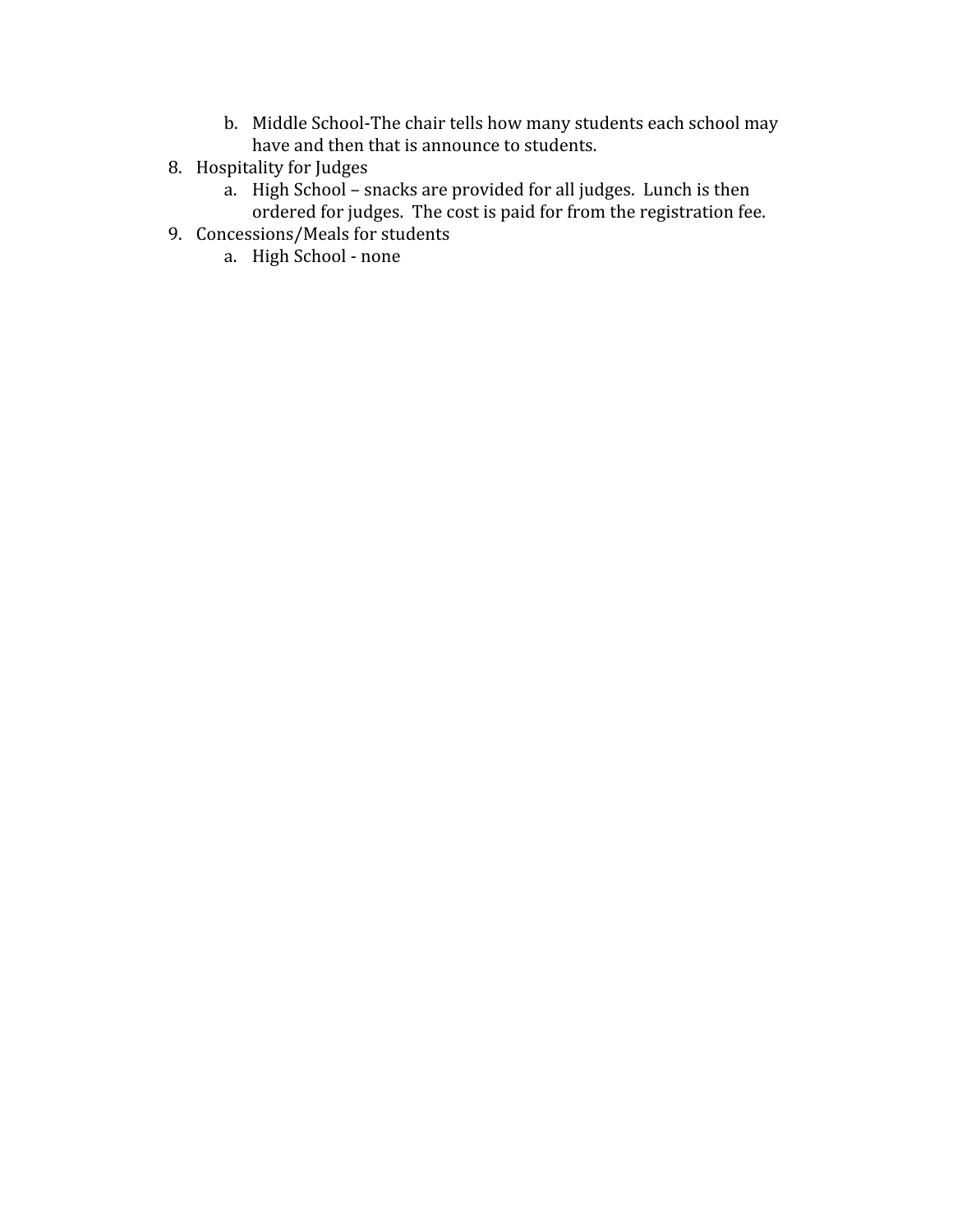b. Middle School-The chair tells how many students each school may have and then that is announce to students.

8. Hospitality for Judges
   a. High School – snacks are provided for all judges. Lunch is then ordered for judges. The cost is paid for from the registration fee.
9. Concessions/Meals for students
   a. High School - none